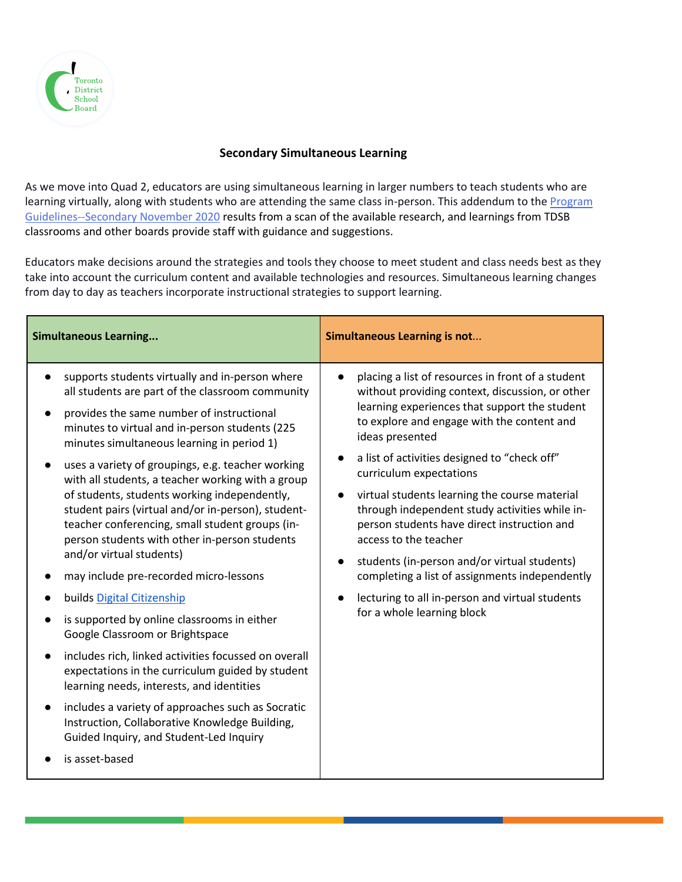# Secondary Simultaneous Learning

As we move into Quad 2, educators are using simultaneous learning in larger numbers to teach students who are learning virtually, along with students who are attending the same class in-person. This addendum to the Program Guidelines--Secondary November 2020 results from a scan of the available research, and learnings from TDSB classrooms and other boards provide staff with guidance and suggestions.

Educators make decisions around the strategies and tools they choose to meet student and class needs best as they take into account the curriculum content and available technologies and resources. Simultaneous learning changes from day to day as teachers incorporate instructional strategies to support learning.

| Simultaneous Learning... | Simultaneous Learning is not... |
| --- | --- |
| • supports students virtually and in-person where all students are part of the classroom community<br>• provides the same number of instructional minutes to virtual and in-person students (225 minutes simultaneous learning in period 1)<br>• uses a variety of groupings, e.g. teacher working with all students, a teacher working with a group of students, students working independently, student pairs (virtual and/or in-person), student-teacher conferencing, small student groups (in-person students with other in-person students and/or virtual students)<br>• may include pre-recorded micro-lessons<br>• builds Digital Citizenship<br>• is supported by online classrooms in either Google Classroom or Brightspace<br>• includes rich, linked activities focussed on overall expectations in the curriculum guided by student learning needs, interests, and identities<br>• includes a variety of approaches such as Socratic Instruction, Collaborative Knowledge Building, Guided Inquiry, and Student-Led Inquiry<br>• is asset-based | • placing a list of resources in front of a student without providing context, discussion, or other learning experiences that support the student to explore and engage with the content and ideas presented<br>• a list of activities designed to "check off" curriculum expectations<br>• virtual students learning the course material through independent study activities while in-person students have direct instruction and access to the teacher<br>• students (in-person and/or virtual students) completing a list of assignments independently<br>• lecturing to all in-person and virtual students for a whole learning block |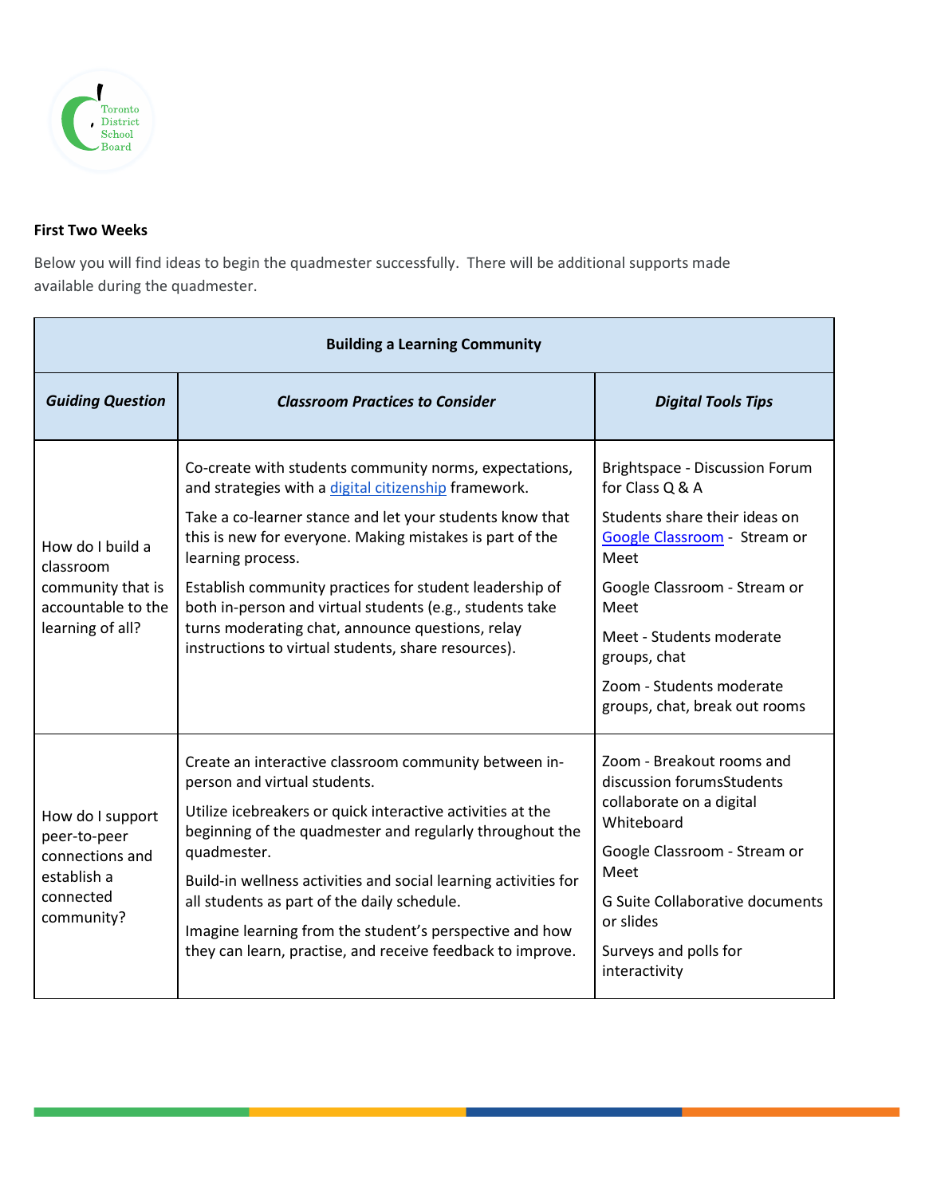**First Two Weeks**

Below you will find ideas to begin the quadmester successfully. There will be additional supports made available during the quadmester.

| Building a Learning Community | | |
|---|---|---|
| ***Guiding Question*** | ***Classroom Practices to Consider*** | ***Digital Tools Tips*** |
| How do I build a classroom community that is accountable to the learning of all? | Co-create with students community norms, expectations, and strategies with a digital citizenship framework.<br><br>Take a co-learner stance and let your students know that this is new for everyone. Making mistakes is part of the learning process.<br><br>Establish community practices for student leadership of both in-person and virtual students (e.g., students take turns moderating chat, announce questions, relay instructions to virtual students, share resources). | Brightspace - Discussion Forum for Class Q & A<br><br>Students share their ideas on Google Classroom - Stream or Meet<br><br>Google Classroom - Stream or Meet<br><br>Meet - Students moderate groups, chat<br><br>Zoom - Students moderate groups, chat, break out rooms |
| How do I support peer-to-peer connections and establish a connected community? | Create an interactive classroom community between in-person and virtual students.<br><br>Utilize icebreakers or quick interactive activities at the beginning of the quadmester and regularly throughout the quadmester.<br><br>Build-in wellness activities and social learning activities for all students as part of the daily schedule.<br><br>Imagine learning from the student's perspective and how they can learn, practise, and receive feedback to improve. | Zoom - Breakout rooms and discussion forumsStudents collaborate on a digital Whiteboard<br><br>Google Classroom - Stream or Meet<br><br>G Suite Collaborative documents or slides<br><br>Surveys and polls for interactivity |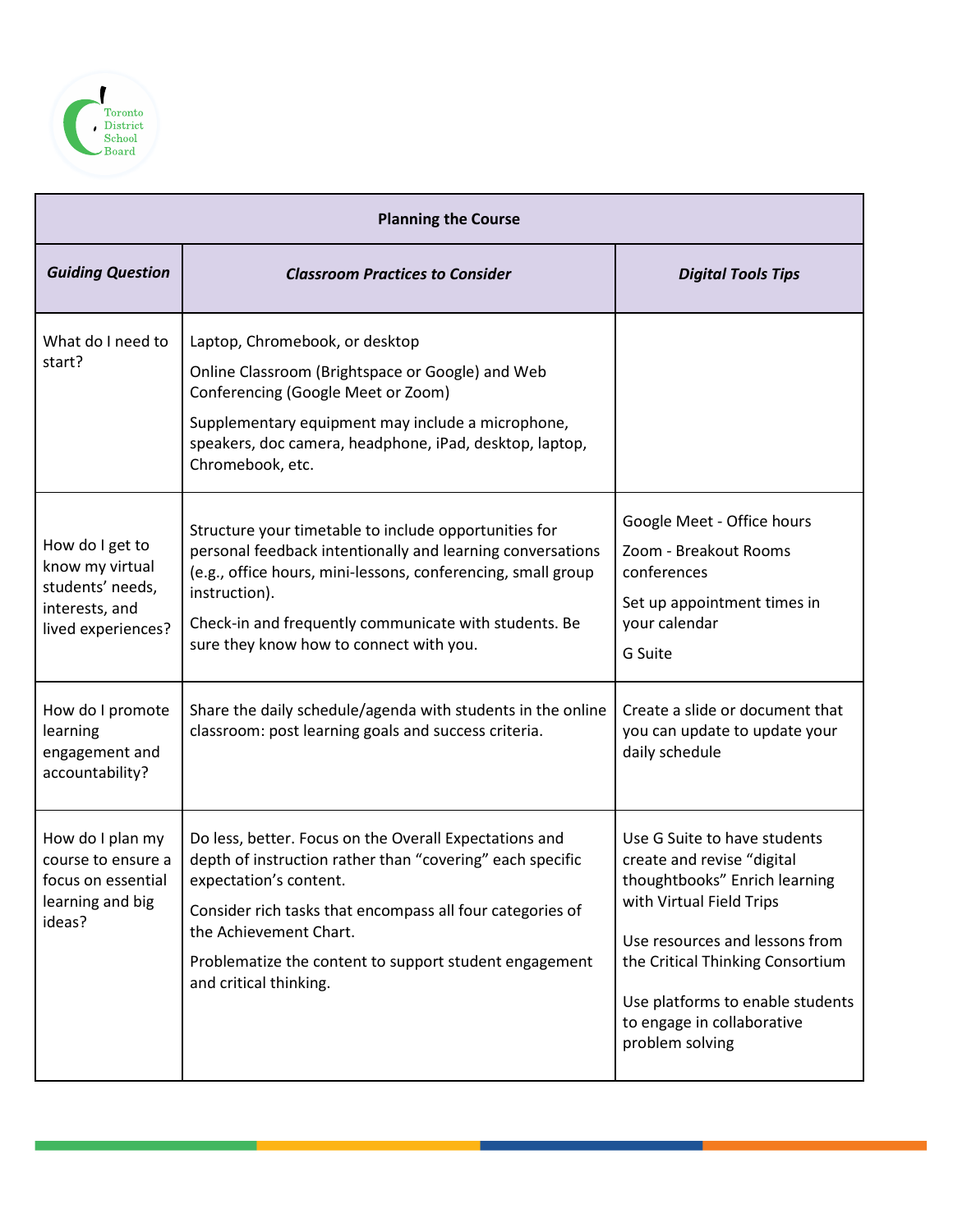| Planning the Course | | |
|---|---|---|
| ***Guiding Question*** | ***Classroom Practices to Consider*** | ***Digital Tools Tips*** |
| What do I need to start? | Laptop, Chromebook, or desktop<br><br>Online Classroom (Brightspace or Google) and Web Conferencing (Google Meet or Zoom)<br><br>Supplementary equipment may include a microphone, speakers, doc camera, headphone, iPad, desktop, laptop, Chromebook, etc. | |
| How do I get to know my virtual students' needs, interests, and lived experiences? | Structure your timetable to include opportunities for personal feedback intentionally and learning conversations (e.g., office hours, mini-lessons, conferencing, small group instruction).<br><br>Check-in and frequently communicate with students. Be sure they know how to connect with you. | Google Meet - Office hours<br><br>Zoom - Breakout Rooms conferences<br><br>Set up appointment times in your calendar<br><br>G Suite |
| How do I promote learning engagement and accountability? | Share the daily schedule/agenda with students in the online classroom: post learning goals and success criteria. | Create a slide or document that you can update to update your daily schedule |
| How do I plan my course to ensure a focus on essential learning and big ideas? | Do less, better. Focus on the Overall Expectations and depth of instruction rather than "covering" each specific expectation's content.<br><br>Consider rich tasks that encompass all four categories of the Achievement Chart.<br><br>Problematize the content to support student engagement and critical thinking. | Use G Suite to have students create and revise "digital thoughtbooks" Enrich learning with Virtual Field Trips<br><br>Use resources and lessons from the Critical Thinking Consortium<br><br>Use platforms to enable students to engage in collaborative problem solving |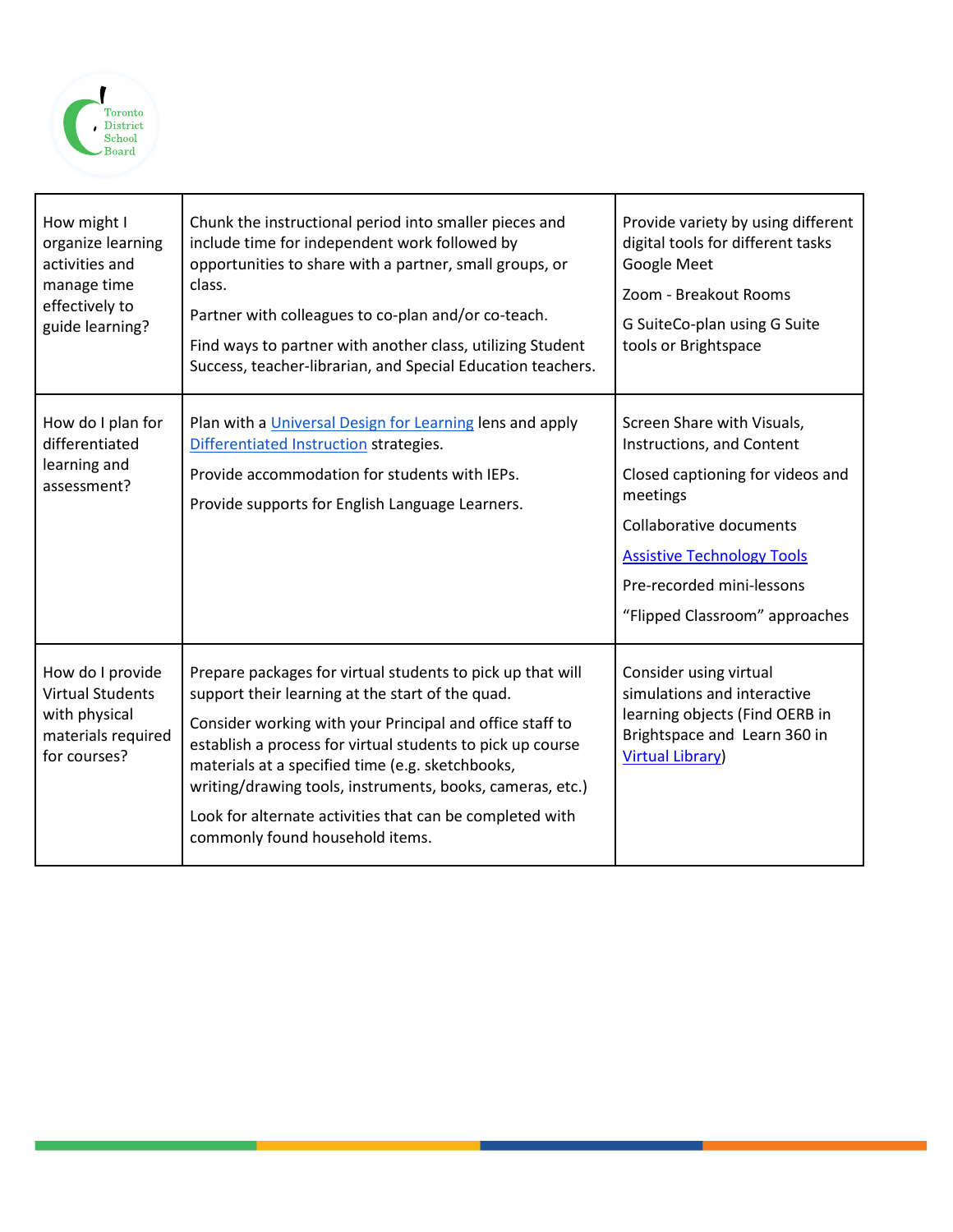| | | |
|---|---|---|
| How might I organize learning activities and manage time effectively to guide learning? | Chunk the instructional period into smaller pieces and include time for independent work followed by opportunities to share with a partner, small groups, or class.<br><br>Partner with colleagues to co-plan and/or co-teach.<br><br>Find ways to partner with another class, utilizing Student Success, teacher-librarian, and Special Education teachers. | Provide variety by using different digital tools for different tasks Google Meet<br><br>Zoom - Breakout Rooms<br><br>G SuiteCo-plan using G Suite tools or Brightspace |
| How do I plan for differentiated learning and assessment? | Plan with a Universal Design for Learning lens and apply Differentiated Instruction strategies.<br><br>Provide accommodation for students with IEPs.<br><br>Provide supports for English Language Learners. | Screen Share with Visuals, Instructions, and Content<br><br>Closed captioning for videos and meetings<br><br>Collaborative documents<br><br>Assistive Technology Tools<br><br>Pre-recorded mini-lessons<br><br>"Flipped Classroom" approaches |
| How do I provide Virtual Students with physical materials required for courses? | Prepare packages for virtual students to pick up that will support their learning at the start of the quad.<br><br>Consider working with your Principal and office staff to establish a process for virtual students to pick up course materials at a specified time (e.g. sketchbooks, writing/drawing tools, instruments, books, cameras, etc.)<br><br>Look for alternate activities that can be completed with commonly found household items. | Consider using virtual simulations and interactive learning objects (Find OERB in Brightspace and Learn 360 in Virtual Library) |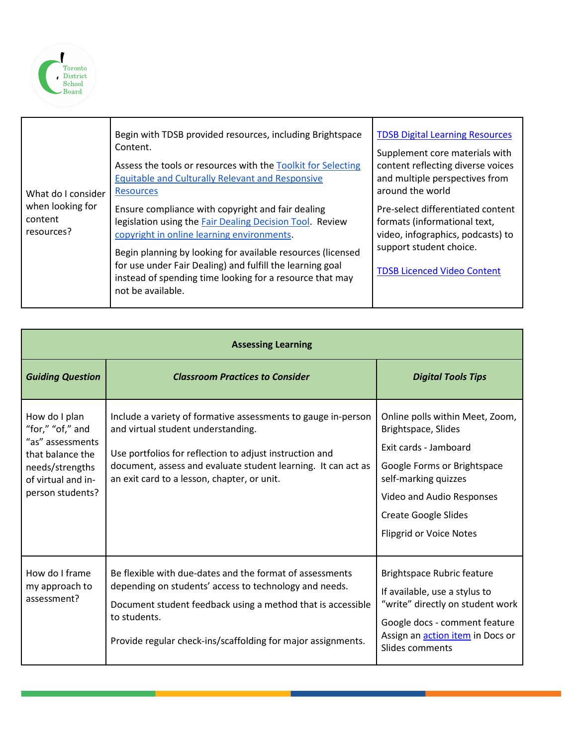| What do I consider when looking for content resources? | Begin with TDSB provided resources, including Brightspace Content.<br><br>Assess the tools or resources with the Toolkit for Selecting Equitable and Culturally Relevant and Responsive Resources<br><br>Ensure compliance with copyright and fair dealing legislation using the Fair Dealing Decision Tool. Review copyright in online learning environments.<br><br>Begin planning by looking for available resources (licensed for use under Fair Dealing) and fulfill the learning goal instead of spending time looking for a resource that may not be available. | TDSB Digital Learning Resources<br><br>Supplement core materials with content reflecting diverse voices and multiple perspectives from around the world<br><br>Pre-select differentiated content formats (informational text, video, infographics, podcasts) to support student choice.<br><br>TDSB Licenced Video Content |
|---|---|---|

| Assessing Learning | | |
|---|---|---|
| ***Guiding Question*** | ***Classroom Practices to Consider*** | ***Digital Tools Tips*** |
| How do I plan "for," "of," and "as" assessments that balance the needs/strengths of virtual and in-person students? | Include a variety of formative assessments to gauge in-person and virtual student understanding.<br><br>Use portfolios for reflection to adjust instruction and document, assess and evaluate student learning. It can act as an exit card to a lesson, chapter, or unit. | Online polls within Meet, Zoom, Brightspace, Slides<br><br>Exit cards - Jamboard<br><br>Google Forms or Brightspace self-marking quizzes<br><br>Video and Audio Responses<br><br>Create Google Slides<br><br>Flipgrid or Voice Notes |
| How do I frame my approach to assessment? | Be flexible with due-dates and the format of assessments depending on students' access to technology and needs.<br><br>Document student feedback using a method that is accessible to students.<br><br>Provide regular check-ins/scaffolding for major assignments. | Brightspace Rubric feature<br><br>If available, use a stylus to "write" directly on student work<br><br>Google docs - comment feature Assign an action item in Docs or Slides comments |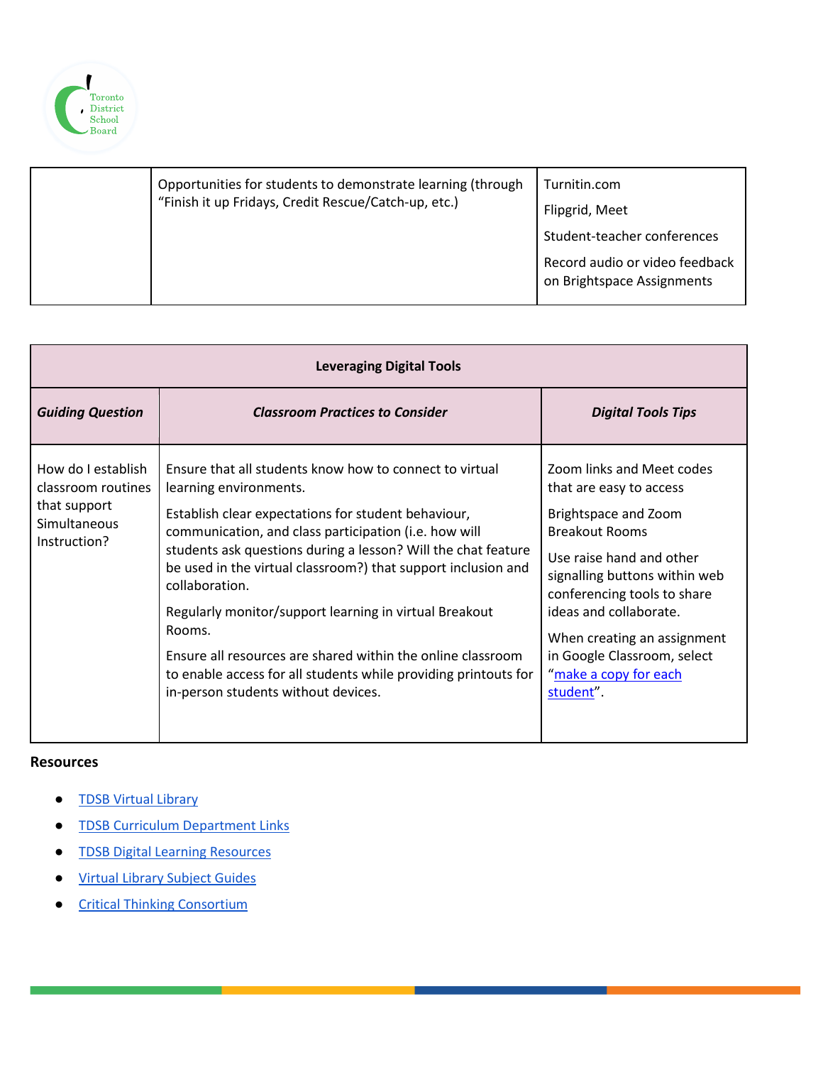| | Opportunities for students to demonstrate learning (through "Finish it up Fridays, Credit Rescue/Catch-up, etc.) | Turnitin.com<br><br>Flipgrid, Meet<br><br>Student-teacher conferences<br><br>Record audio or video feedback on Brightspace Assignments |
|---|---|---|

| **Leveraging Digital Tools** | | |
|---|---|---|
| ***Guiding Question*** | ***Classroom Practices to Consider*** | ***Digital Tools Tips*** |
| How do I establish classroom routines that support Simultaneous Instruction? | Ensure that all students know how to connect to virtual learning environments.<br><br>Establish clear expectations for student behaviour, communication, and class participation (i.e. how will students ask questions during a lesson? Will the chat feature be used in the virtual classroom?) that support inclusion and collaboration.<br><br>Regularly monitor/support learning in virtual Breakout Rooms.<br><br>Ensure all resources are shared within the online classroom to enable access for all students while providing printouts for in-person students without devices. | Zoom links and Meet codes that are easy to access<br><br>Brightspace and Zoom Breakout Rooms<br><br>Use raise hand and other signalling buttons within web conferencing tools to share ideas and collaborate.<br><br>When creating an assignment in Google Classroom, select "make a copy for each student". |

**Resources**

- TDSB Virtual Library
- TDSB Curriculum Department Links
- TDSB Digital Learning Resources
- Virtual Library Subject Guides
- Critical Thinking Consortium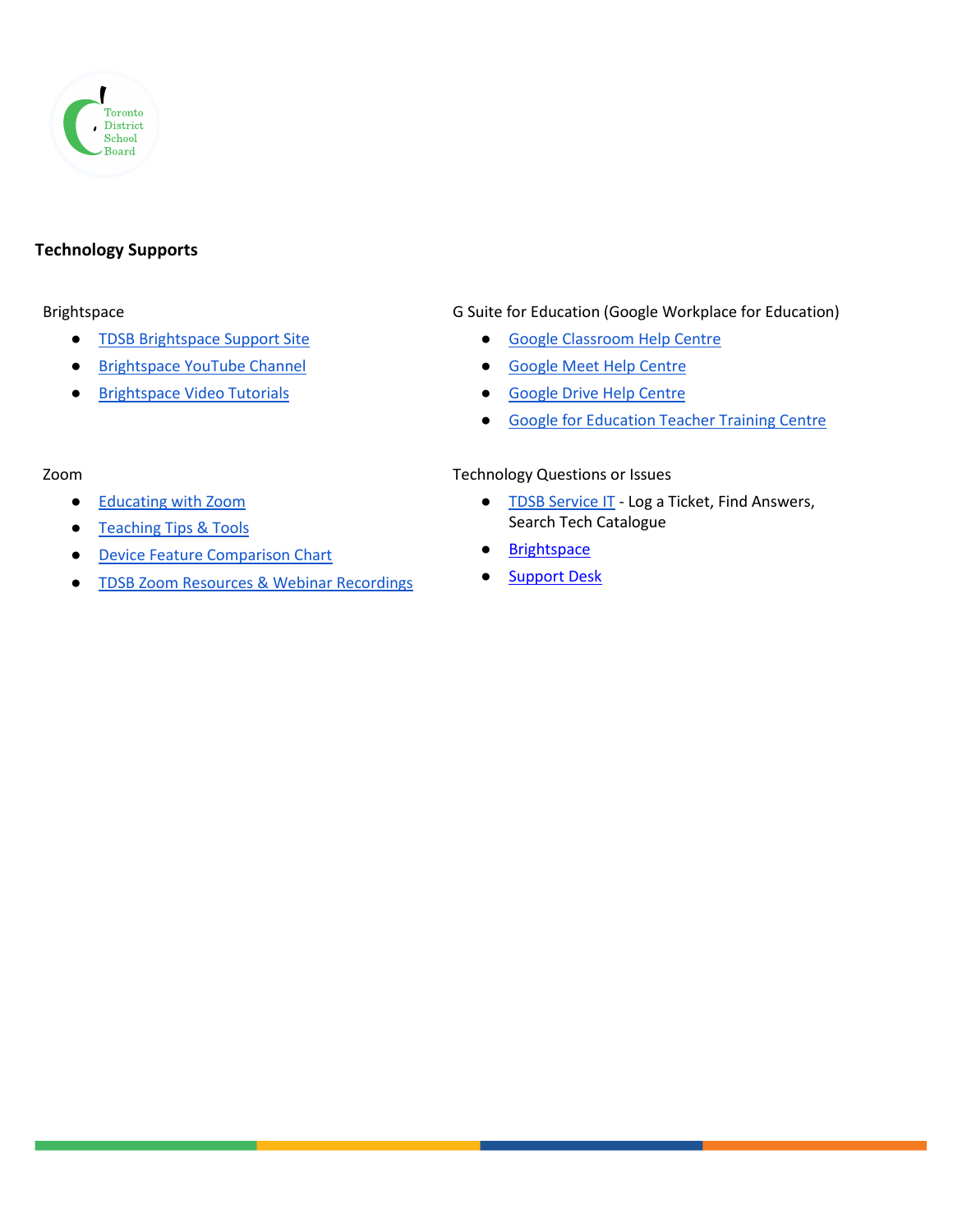## Technology Supports

Brightspace

- TDSB Brightspace Support Site
- Brightspace YouTube Channel
- Brightspace Video Tutorials

Zoom

- Educating with Zoom
- Teaching Tips & Tools
- Device Feature Comparison Chart
- TDSB Zoom Resources & Webinar Recordings

G Suite for Education (Google Workplace for Education)

- Google Classroom Help Centre
- Google Meet Help Centre
- Google Drive Help Centre
- Google for Education Teacher Training Centre

Technology Questions or Issues

- TDSB Service IT - Log a Ticket, Find Answers, Search Tech Catalogue
- Brightspace
- Support Desk